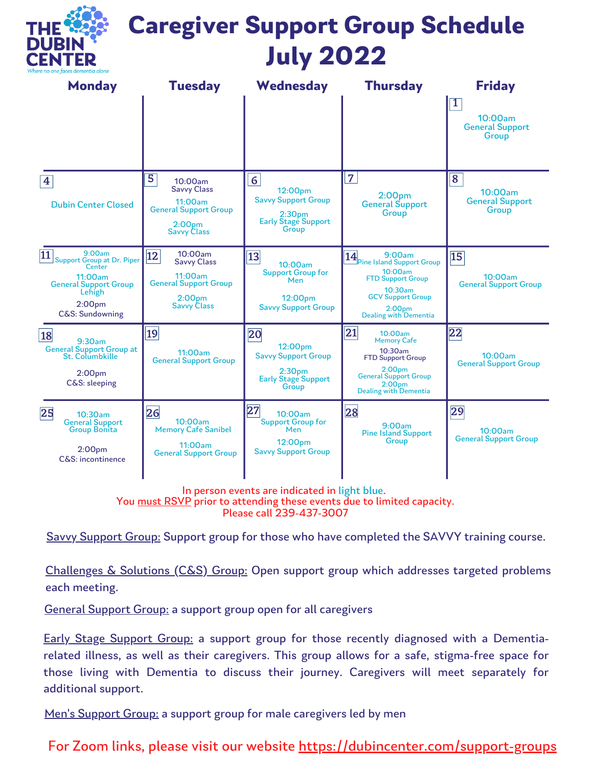THE DUBIN CENTER
Where no one faces dementia alone

# Caregiver Support Group Schedule July 2022

| Monday | Tuesday | Wednesday | Thursday | Friday |
|---|---|---|---|---|
| | | | | **1** 10:00am General Support Group |
| **4** Dubin Center Closed | **5** 10:00am Savvy Class; 11:00am General Support Group; 2:00pm Savvy Class | **6** 12:00pm Savvy Support Group; 2:30pm Early Stage Support Group | **7** 2:00pm General Support Group | **8** 10:00am General Support Group |
| **11** 9:00am Support Group at Dr. Piper Center; 11:00am General Support Group Lehigh; 2:00pm C&S: Sundowning | **12** 10:00am Savvy Class; 11:00am General Support Group; 2:00pm Savvy Class | **13** 10:00am Support Group for Men; 12:00pm Savvy Support Group | **14** 9:00am Pine Island Support Group; 10:00am FTD Support Group; 10:30am GCV Support Group; 2:00pm Dealing with Dementia | **15** 10:00am General Support Group |
| **18** 9:30am General Support Group at St. Columbkille; 2:00pm C&S: sleeping | **19** 11:00am General Support Group | **20** 12:00pm Savvy Support Group; 2:30pm Early Stage Support Group | **21** 10:00am Memory Cafe; 10:30am FTD Support Group; 2:00pm General Support Group; 2:00pm Dealing with Dementia | **22** 10:00am General Support Group |
| **25** 10:30am General Support Group Bonita; 2:00pm C&S: incontinence | **26** 10:00am Memory Cafe Sanibel; 11:00am General Support Group | **27** 10:00am Support Group for Men; 12:00pm Savvy Support Group | **28** 9:00am Pine Island Support Group | **29** 10:00am General Support Group |

In person events are indicated in light blue.
You must RSVP prior to attending these events due to limited capacity.
Please call 239-437-3007

Savvy Support Group: Support group for those who have completed the SAVVY training course.

Challenges & Solutions (C&S) Group: Open support group which addresses targeted problems each meeting.

General Support Group: a support group open for all caregivers

Early Stage Support Group: a support group for those recently diagnosed with a Dementia-related illness, as well as their caregivers. This group allows for a safe, stigma-free space for those living with Dementia to discuss their journey. Caregivers will meet separately for additional support.

Men's Support Group: a support group for male caregivers led by men

For Zoom links, please visit our website https://dubincenter.com/support-groups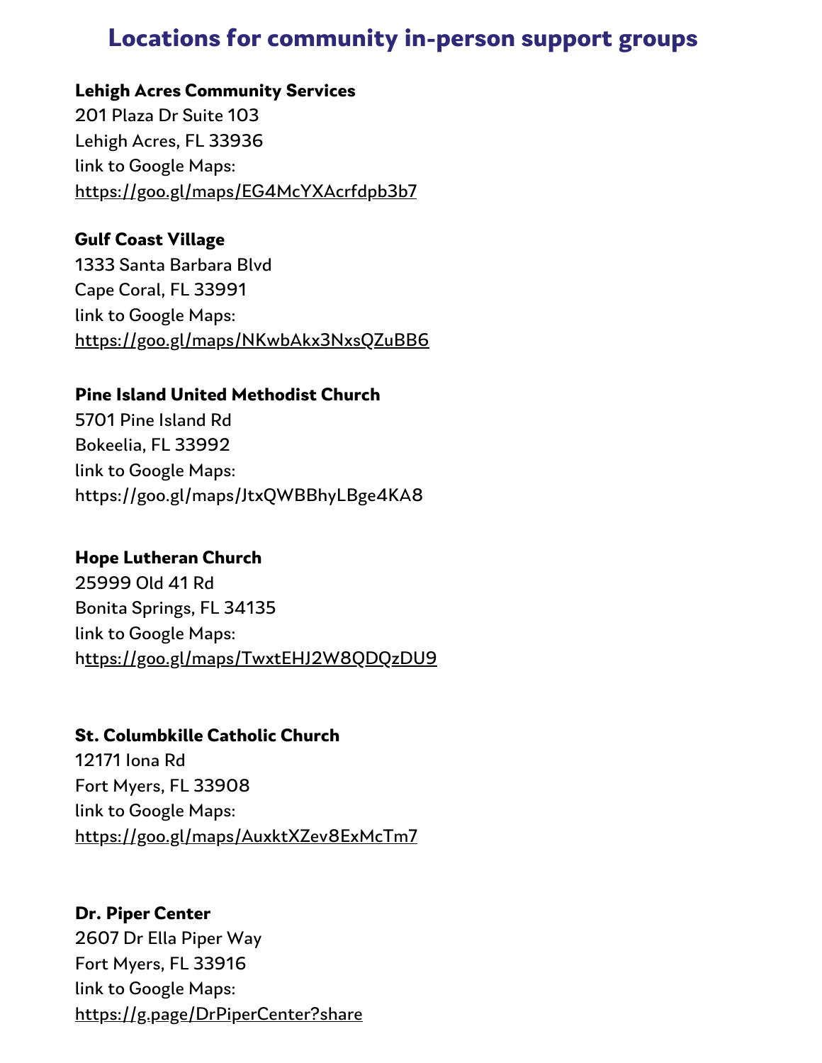## Locations for community in-person support groups

**Lehigh Acres Community Services**
201 Plaza Dr Suite 103
Lehigh Acres, FL 33936
link to Google Maps:
https://goo.gl/maps/EG4McYXAcrfdpb3b7

**Gulf Coast Village**
1333 Santa Barbara Blvd
Cape Coral, FL 33991
link to Google Maps:
https://goo.gl/maps/NKwbAkx3NxsQZuBB6

**Pine Island United Methodist Church**
5701 Pine Island Rd
Bokeelia, FL 33992
link to Google Maps:
https://goo.gl/maps/JtxQWBBhyLBge4KA8

**Hope Lutheran Church**
25999 Old 41 Rd
Bonita Springs, FL 34135
link to Google Maps:
https://goo.gl/maps/TwxtEHJ2W8QDQzDU9

**St. Columbkille Catholic Church**
12171 Iona Rd
Fort Myers, FL 33908
link to Google Maps:
https://goo.gl/maps/AuxktXZev8ExMcTm7

**Dr. Piper Center**
2607 Dr Ella Piper Way
Fort Myers, FL 33916
link to Google Maps:
https://g.page/DrPiperCenter?share